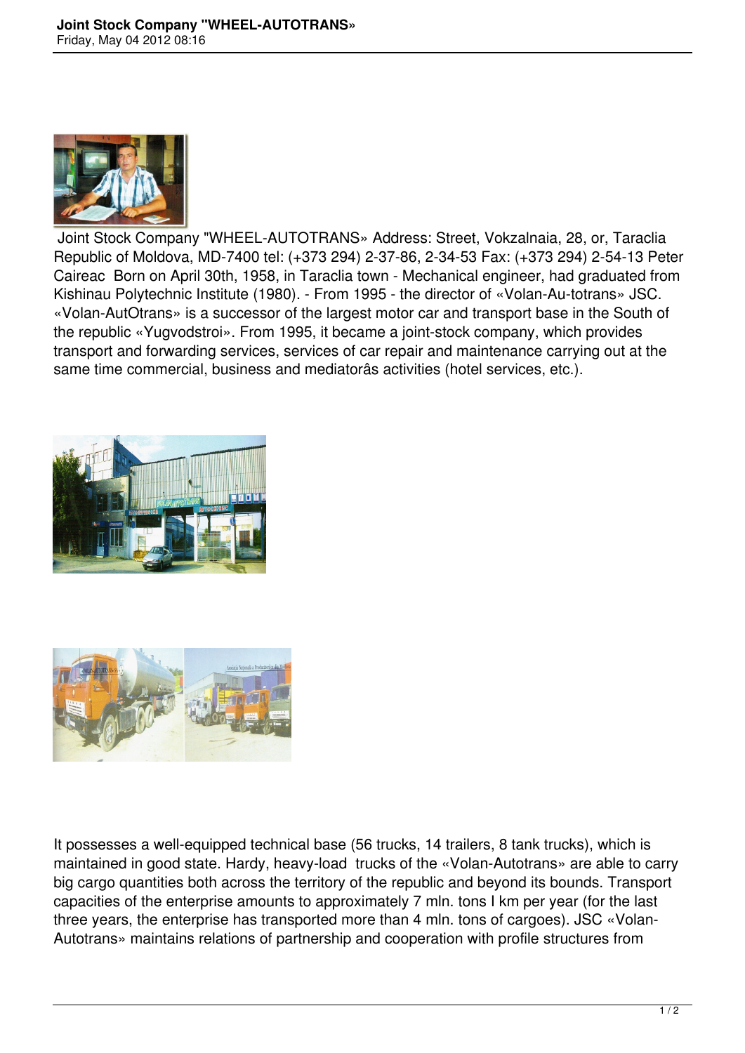Joint Stock Company "WHEEL-AUTOTRANS» Address: Street, Vokzalnaia, 28, or, Taraclia Republic of Moldova, MD-7400 tel: (+373 294) 2-37-86, 2-34-53 Fax: (+373 294) 2-54-13 Peter Caireac  Born on April 30th, 1958, in Taraclia town - Mechanical engineer, had graduated from Kishinau Polytechnic Institute (1980). - From 1995 - the director of «Volan-Au-totrans» JSC. «Volan-AutOtrans» is a successor of the largest motor car and transport base in the South of the republic «Yugvodstroi». From 1995, it became a joint-stock company, which provides transport and forwarding services, services of car repair and maintenance carrying out at the same time commercial, business and mediatorâs activities (hotel services, etc.).

It possesses a well-equipped technical base (56 trucks, 14 trailers, 8 tank trucks), which is maintained in good state. Hardy, heavy-load  trucks of the «Volan-Autotrans» are able to carry big cargo quantities both across the territory of the republic and beyond its bounds. Transport capacities of the enterprise amounts to approximately 7 mln. tons I km per year (for the last three years, the enterprise has transported more than 4 mln. tons of cargoes). JSC «Volan-Autotrans» maintains relations of partnership and cooperation with profile structures from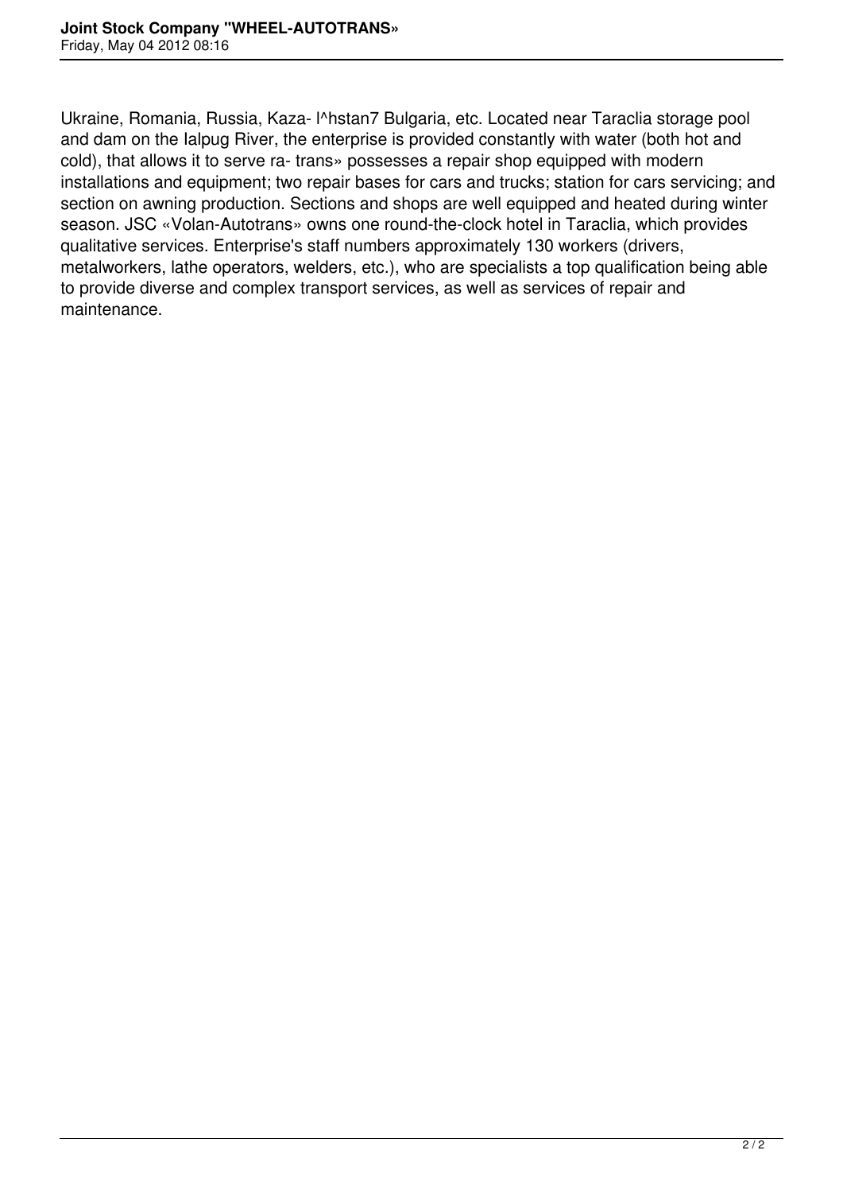Ukraine, Romania, Russia, Kaza- l^hstan7 Bulgaria, etc. Located near Taraclia storage pool and dam on the Ialpug River, the enterprise is provided constantly with water (both hot and cold), that allows it to serve ra- trans» possesses a repair shop equipped with modern installations and equipment; two repair bases for cars and trucks; station for cars servicing; and section on awning production. Sections and shops are well equipped and heated during winter season. JSC «Volan-Autotrans» owns one round-the-clock hotel in Taraclia, which provides qualitative services. Enterprise's staff numbers approximately 130 workers (drivers, metalworkers, lathe operators, welders, etc.), who are specialists a top qualification being able to provide diverse and complex transport services, as well as services of repair and maintenance.